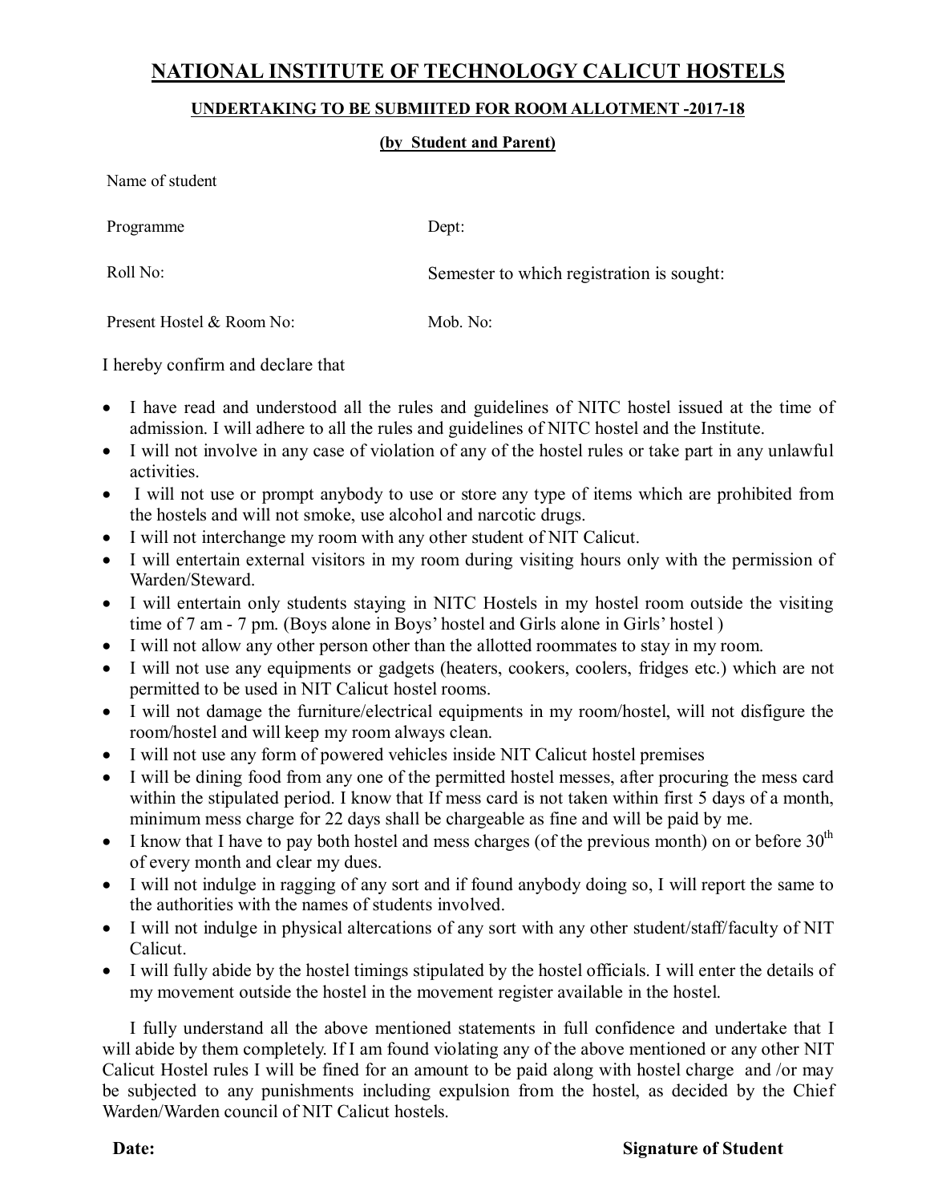# NATIONAL INSTITUTE OF TECHNOLOGY CALICUT HOSTELS

## UNDERTAKING TO BE SUBMIITED FOR ROOM ALLOTMENT -2017-18

**(by Student and Parent)**

Name of student

Programme Dept:

Roll No: Semester to which registration is sought:

Present Hostel & Room No: Mob. No:

I hereby confirm and declare that

- I have read and understood all the rules and guidelines of NITC hostel issued at the time of admission. I will adhere to all the rules and guidelines of NITC hostel and the Institute.
- I will not involve in any case of violation of any of the hostel rules or take part in any unlawful activities.
- I will not use or prompt anybody to use or store any type of items which are prohibited from the hostels and will not smoke, use alcohol and narcotic drugs.
- I will not interchange my room with any other student of NIT Calicut.
- I will entertain external visitors in my room during visiting hours only with the permission of Warden/Steward.
- I will entertain only students staying in NITC Hostels in my hostel room outside the visiting time of 7 am - 7 pm. (Boys alone in Boys' hostel and Girls alone in Girls' hostel )
- I will not allow any other person other than the allotted roommates to stay in my room.
- I will not use any equipments or gadgets (heaters, cookers, coolers, fridges etc.) which are not permitted to be used in NIT Calicut hostel rooms.
- I will not damage the furniture/electrical equipments in my room/hostel, will not disfigure the room/hostel and will keep my room always clean.
- I will not use any form of powered vehicles inside NIT Calicut hostel premises
- I will be dining food from any one of the permitted hostel messes, after procuring the mess card within the stipulated period. I know that If mess card is not taken within first 5 days of a month, minimum mess charge for 22 days shall be chargeable as fine and will be paid by me.
- I know that I have to pay both hostel and mess charges (of the previous month) on or before 30th of every month and clear my dues.
- I will not indulge in ragging of any sort and if found anybody doing so, I will report the same to the authorities with the names of students involved.
- I will not indulge in physical altercations of any sort with any other student/staff/faculty of NIT Calicut.
- I will fully abide by the hostel timings stipulated by the hostel officials. I will enter the details of my movement outside the hostel in the movement register available in the hostel.

I fully understand all the above mentioned statements in full confidence and undertake that I will abide by them completely. If I am found violating any of the above mentioned or any other NIT Calicut Hostel rules I will be fined for an amount to be paid along with hostel charge and /or may be subjected to any punishments including expulsion from the hostel, as decided by the Chief Warden/Warden council of NIT Calicut hostels.

**Date:** **Signature of Student**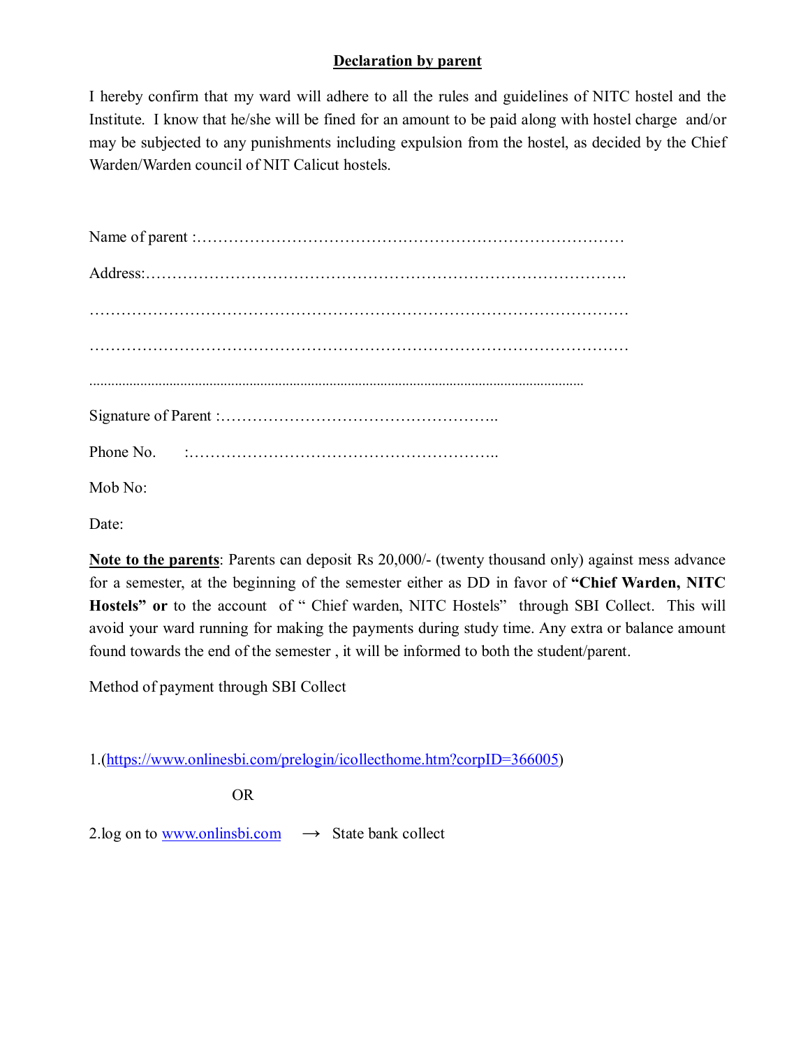**Declaration by parent**

I hereby confirm that my ward will adhere to all the rules and guidelines of NITC hostel and the Institute. I know that he/she will be fined for an amount to be paid along with hostel charge and/or may be subjected to any punishments including expulsion from the hostel, as decided by the Chief Warden/Warden council of NIT Calicut hostels.

Name of parent :……………………………………………………………………………

Address:……………………………………………………………………………….

…………………………………………………………………………………………

…………………………………………………………………………………………

.......................................................................................................................................

Signature of Parent :……………………………………………..

Phone No. :………………………………………………..

Mob No:

Date:

**Note to the parents**: Parents can deposit Rs 20,000/- (twenty thousand only) against mess advance for a semester, at the beginning of the semester either as DD in favor of **"Chief Warden, NITC Hostels" or** to the account of " Chief warden, NITC Hostels" through SBI Collect. This will avoid your ward running for making the payments during study time. Any extra or balance amount found towards the end of the semester , it will be informed to both the student/parent.

Method of payment through SBI Collect

1.(https://www.onlinesbi.com/prelogin/icollecthome.htm?corpID=366005)

OR

2.log on to www.onlinsbi.com → State bank collect